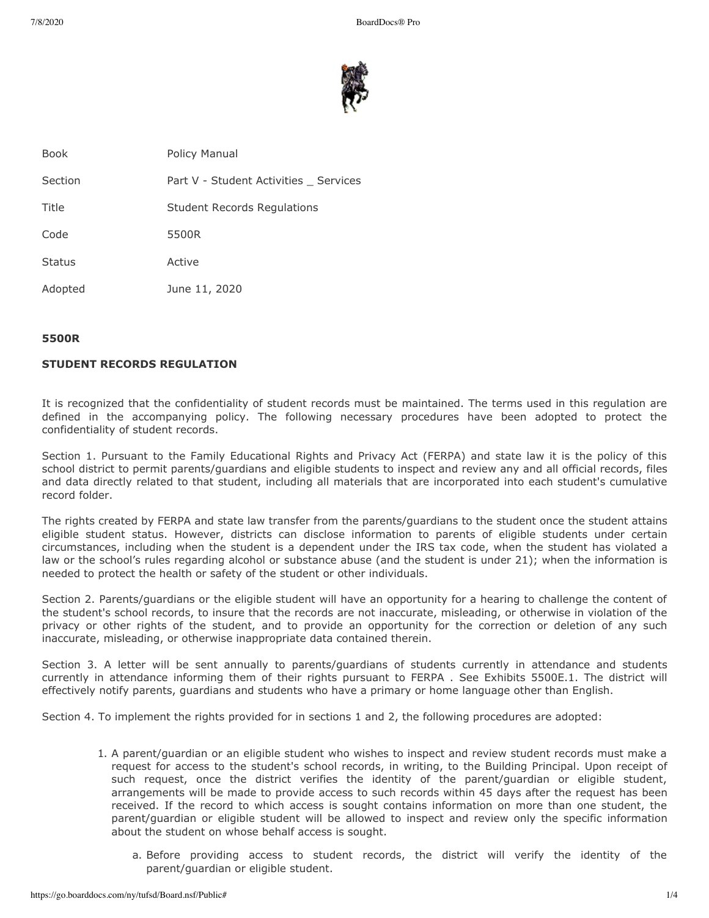| | |
|---|---|
| Book | Policy Manual |
| Section | Part V - Student Activities _ Services |
| Title | Student Records Regulations |
| Code | 5500R |
| Status | Active |
| Adopted | June 11, 2020 |

**5500R**

**STUDENT RECORDS REGULATION**

It is recognized that the confidentiality of student records must be maintained. The terms used in this regulation are defined in the accompanying policy. The following necessary procedures have been adopted to protect the confidentiality of student records.

Section 1. Pursuant to the Family Educational Rights and Privacy Act (FERPA) and state law it is the policy of this school district to permit parents/guardians and eligible students to inspect and review any and all official records, files and data directly related to that student, including all materials that are incorporated into each student's cumulative record folder.

The rights created by FERPA and state law transfer from the parents/guardians to the student once the student attains eligible student status. However, districts can disclose information to parents of eligible students under certain circumstances, including when the student is a dependent under the IRS tax code, when the student has violated a law or the school's rules regarding alcohol or substance abuse (and the student is under 21); when the information is needed to protect the health or safety of the student or other individuals.

Section 2. Parents/guardians or the eligible student will have an opportunity for a hearing to challenge the content of the student's school records, to insure that the records are not inaccurate, misleading, or otherwise in violation of the privacy or other rights of the student, and to provide an opportunity for the correction or deletion of any such inaccurate, misleading, or otherwise inappropriate data contained therein.

Section 3. A letter will be sent annually to parents/guardians of students currently in attendance and students currently in attendance informing them of their rights pursuant to FERPA . See Exhibits 5500E.1. The district will effectively notify parents, guardians and students who have a primary or home language other than English.

Section 4. To implement the rights provided for in sections 1 and 2, the following procedures are adopted:

1. A parent/guardian or an eligible student who wishes to inspect and review student records must make a request for access to the student's school records, in writing, to the Building Principal. Upon receipt of such request, once the district verifies the identity of the parent/guardian or eligible student, arrangements will be made to provide access to such records within 45 days after the request has been received. If the record to which access is sought contains information on more than one student, the parent/guardian or eligible student will be allowed to inspect and review only the specific information about the student on whose behalf access is sought.
    a. Before providing access to student records, the district will verify the identity of the parent/guardian or eligible student.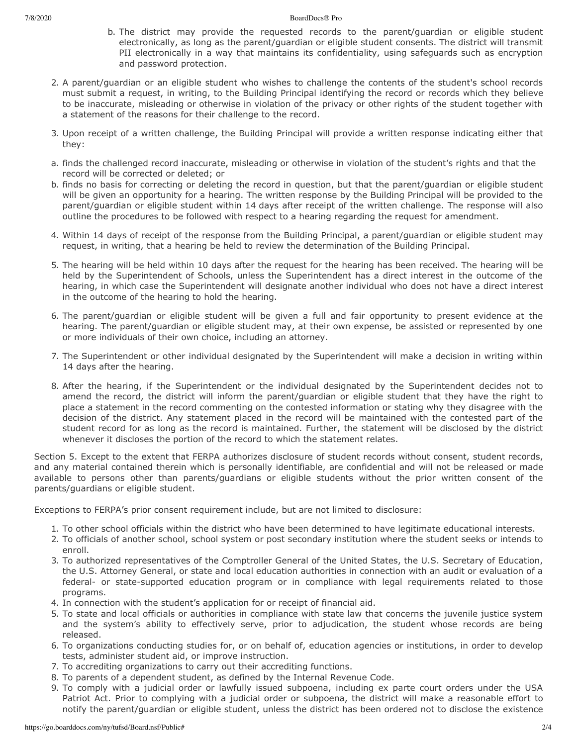b. The district may provide the requested records to the parent/guardian or eligible student electronically, as long as the parent/guardian or eligible student consents. The district will transmit PII electronically in a way that maintains its confidentiality, using safeguards such as encryption and password protection.

2. A parent/guardian or an eligible student who wishes to challenge the contents of the student's school records must submit a request, in writing, to the Building Principal identifying the record or records which they believe to be inaccurate, misleading or otherwise in violation of the privacy or other rights of the student together with a statement of the reasons for their challenge to the record.

3. Upon receipt of a written challenge, the Building Principal will provide a written response indicating either that they:

a. finds the challenged record inaccurate, misleading or otherwise in violation of the student's rights and that the record will be corrected or deleted; or

b. finds no basis for correcting or deleting the record in question, but that the parent/guardian or eligible student will be given an opportunity for a hearing. The written response by the Building Principal will be provided to the parent/guardian or eligible student within 14 days after receipt of the written challenge. The response will also outline the procedures to be followed with respect to a hearing regarding the request for amendment.

4. Within 14 days of receipt of the response from the Building Principal, a parent/guardian or eligible student may request, in writing, that a hearing be held to review the determination of the Building Principal.

5. The hearing will be held within 10 days after the request for the hearing has been received. The hearing will be held by the Superintendent of Schools, unless the Superintendent has a direct interest in the outcome of the hearing, in which case the Superintendent will designate another individual who does not have a direct interest in the outcome of the hearing to hold the hearing.

6. The parent/guardian or eligible student will be given a full and fair opportunity to present evidence at the hearing. The parent/guardian or eligible student may, at their own expense, be assisted or represented by one or more individuals of their own choice, including an attorney.

7. The Superintendent or other individual designated by the Superintendent will make a decision in writing within 14 days after the hearing.

8. After the hearing, if the Superintendent or the individual designated by the Superintendent decides not to amend the record, the district will inform the parent/guardian or eligible student that they have the right to place a statement in the record commenting on the contested information or stating why they disagree with the decision of the district. Any statement placed in the record will be maintained with the contested part of the student record for as long as the record is maintained. Further, the statement will be disclosed by the district whenever it discloses the portion of the record to which the statement relates.

Section 5. Except to the extent that FERPA authorizes disclosure of student records without consent, student records, and any material contained therein which is personally identifiable, are confidential and will not be released or made available to persons other than parents/guardians or eligible students without the prior written consent of the parents/guardians or eligible student.

Exceptions to FERPA's prior consent requirement include, but are not limited to disclosure:

1. To other school officials within the district who have been determined to have legitimate educational interests.
2. To officials of another school, school system or post secondary institution where the student seeks or intends to enroll.
3. To authorized representatives of the Comptroller General of the United States, the U.S. Secretary of Education, the U.S. Attorney General, or state and local education authorities in connection with an audit or evaluation of a federal- or state-supported education program or in compliance with legal requirements related to those programs.
4. In connection with the student's application for or receipt of financial aid.
5. To state and local officials or authorities in compliance with state law that concerns the juvenile justice system and the system's ability to effectively serve, prior to adjudication, the student whose records are being released.
6. To organizations conducting studies for, or on behalf of, education agencies or institutions, in order to develop tests, administer student aid, or improve instruction.
7. To accrediting organizations to carry out their accrediting functions.
8. To parents of a dependent student, as defined by the Internal Revenue Code.
9. To comply with a judicial order or lawfully issued subpoena, including ex parte court orders under the USA Patriot Act. Prior to complying with a judicial order or subpoena, the district will make a reasonable effort to notify the parent/guardian or eligible student, unless the district has been ordered not to disclose the existence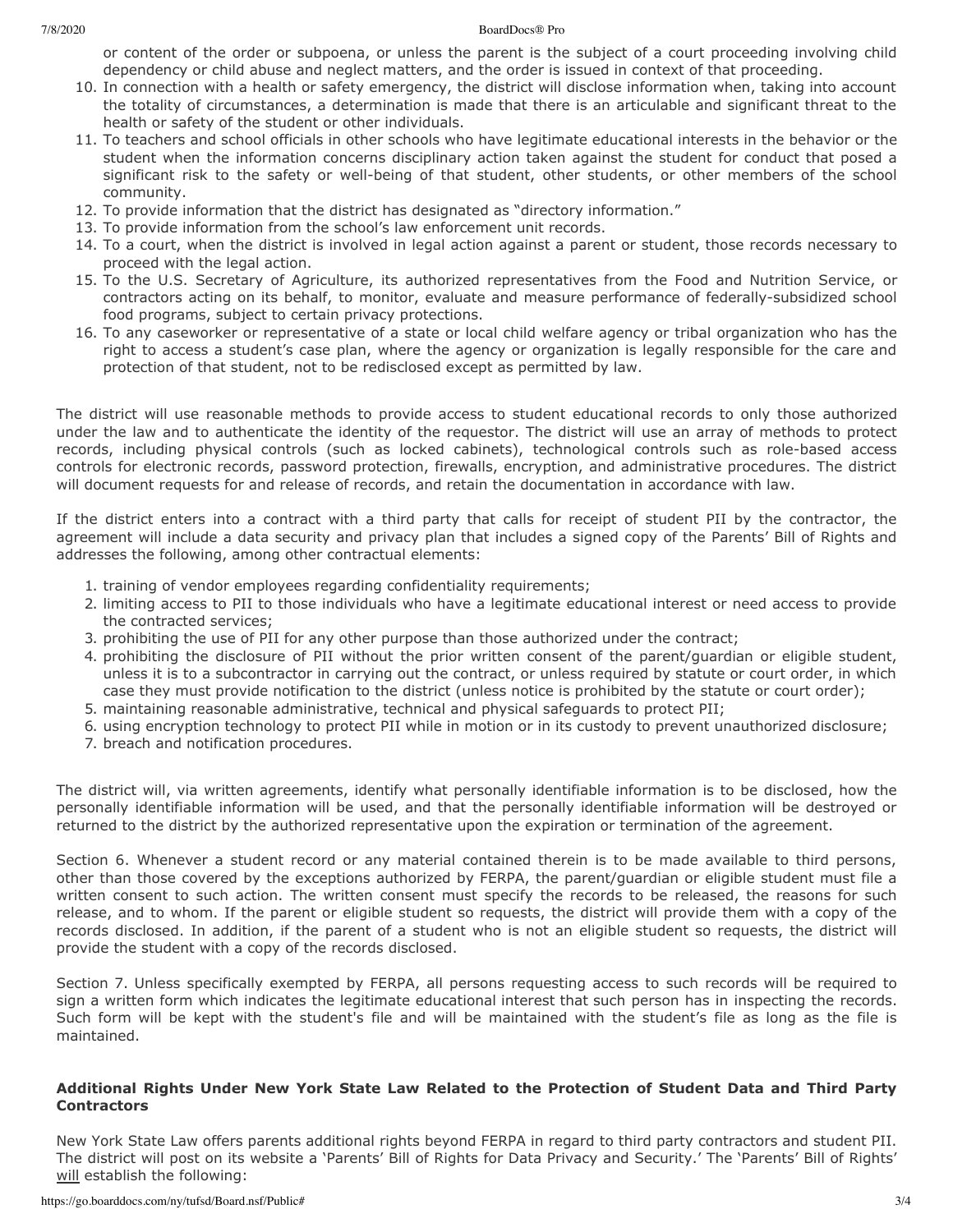or content of the order or subpoena, or unless the parent is the subject of a court proceeding involving child dependency or child abuse and neglect matters, and the order is issued in context of that proceeding.

10. In connection with a health or safety emergency, the district will disclose information when, taking into account the totality of circumstances, a determination is made that there is an articulable and significant threat to the health or safety of the student or other individuals.
11. To teachers and school officials in other schools who have legitimate educational interests in the behavior or the student when the information concerns disciplinary action taken against the student for conduct that posed a significant risk to the safety or well-being of that student, other students, or other members of the school community.
12. To provide information that the district has designated as "directory information."
13. To provide information from the school's law enforcement unit records.
14. To a court, when the district is involved in legal action against a parent or student, those records necessary to proceed with the legal action.
15. To the U.S. Secretary of Agriculture, its authorized representatives from the Food and Nutrition Service, or contractors acting on its behalf, to monitor, evaluate and measure performance of federally-subsidized school food programs, subject to certain privacy protections.
16. To any caseworker or representative of a state or local child welfare agency or tribal organization who has the right to access a student's case plan, where the agency or organization is legally responsible for the care and protection of that student, not to be redisclosed except as permitted by law.

The district will use reasonable methods to provide access to student educational records to only those authorized under the law and to authenticate the identity of the requestor. The district will use an array of methods to protect records, including physical controls (such as locked cabinets), technological controls such as role-based access controls for electronic records, password protection, firewalls, encryption, and administrative procedures. The district will document requests for and release of records, and retain the documentation in accordance with law.

If the district enters into a contract with a third party that calls for receipt of student PII by the contractor, the agreement will include a data security and privacy plan that includes a signed copy of the Parents' Bill of Rights and addresses the following, among other contractual elements:

1. training of vendor employees regarding confidentiality requirements;
2. limiting access to PII to those individuals who have a legitimate educational interest or need access to provide the contracted services;
3. prohibiting the use of PII for any other purpose than those authorized under the contract;
4. prohibiting the disclosure of PII without the prior written consent of the parent/guardian or eligible student, unless it is to a subcontractor in carrying out the contract, or unless required by statute or court order, in which case they must provide notification to the district (unless notice is prohibited by the statute or court order);
5. maintaining reasonable administrative, technical and physical safeguards to protect PII;
6. using encryption technology to protect PII while in motion or in its custody to prevent unauthorized disclosure;
7. breach and notification procedures.

The district will, via written agreements, identify what personally identifiable information is to be disclosed, how the personally identifiable information will be used, and that the personally identifiable information will be destroyed or returned to the district by the authorized representative upon the expiration or termination of the agreement.

Section 6. Whenever a student record or any material contained therein is to be made available to third persons, other than those covered by the exceptions authorized by FERPA, the parent/guardian or eligible student must file a written consent to such action. The written consent must specify the records to be released, the reasons for such release, and to whom. If the parent or eligible student so requests, the district will provide them with a copy of the records disclosed. In addition, if the parent of a student who is not an eligible student so requests, the district will provide the student with a copy of the records disclosed.

Section 7. Unless specifically exempted by FERPA, all persons requesting access to such records will be required to sign a written form which indicates the legitimate educational interest that such person has in inspecting the records. Such form will be kept with the student's file and will be maintained with the student's file as long as the file is maintained.

**Additional Rights Under New York State Law Related to the Protection of Student Data and Third Party Contractors**

New York State Law offers parents additional rights beyond FERPA in regard to third party contractors and student PII. The district will post on its website a 'Parents' Bill of Rights for Data Privacy and Security.' The 'Parents' Bill of Rights' will establish the following: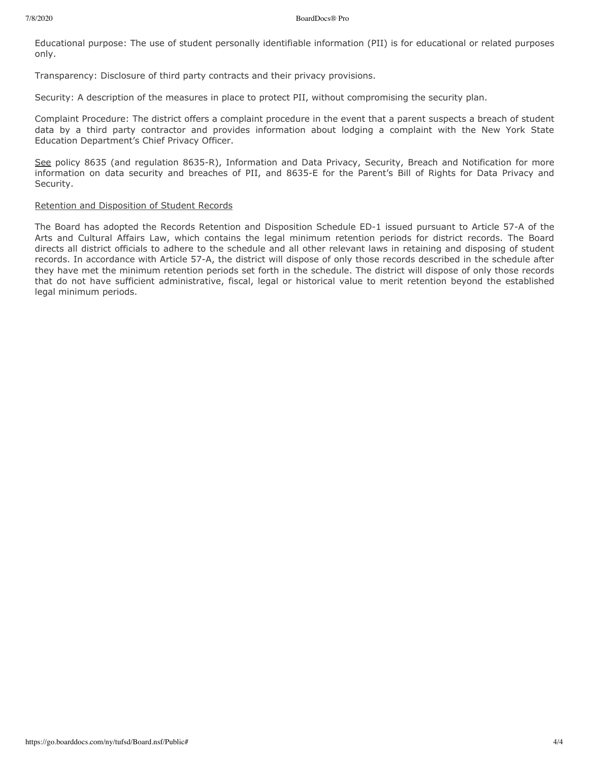Educational purpose: The use of student personally identifiable information (PII) is for educational or related purposes only.

Transparency: Disclosure of third party contracts and their privacy provisions.

Security: A description of the measures in place to protect PII, without compromising the security plan.

Complaint Procedure: The district offers a complaint procedure in the event that a parent suspects a breach of student data by a third party contractor and provides information about lodging a complaint with the New York State Education Department's Chief Privacy Officer.

See policy 8635 (and regulation 8635-R), Information and Data Privacy, Security, Breach and Notification for more information on data security and breaches of PII, and 8635-E for the Parent's Bill of Rights for Data Privacy and Security.

Retention and Disposition of Student Records

The Board has adopted the Records Retention and Disposition Schedule ED-1 issued pursuant to Article 57-A of the Arts and Cultural Affairs Law, which contains the legal minimum retention periods for district records. The Board directs all district officials to adhere to the schedule and all other relevant laws in retaining and disposing of student records. In accordance with Article 57-A, the district will dispose of only those records described in the schedule after they have met the minimum retention periods set forth in the schedule. The district will dispose of only those records that do not have sufficient administrative, fiscal, legal or historical value to merit retention beyond the established legal minimum periods.